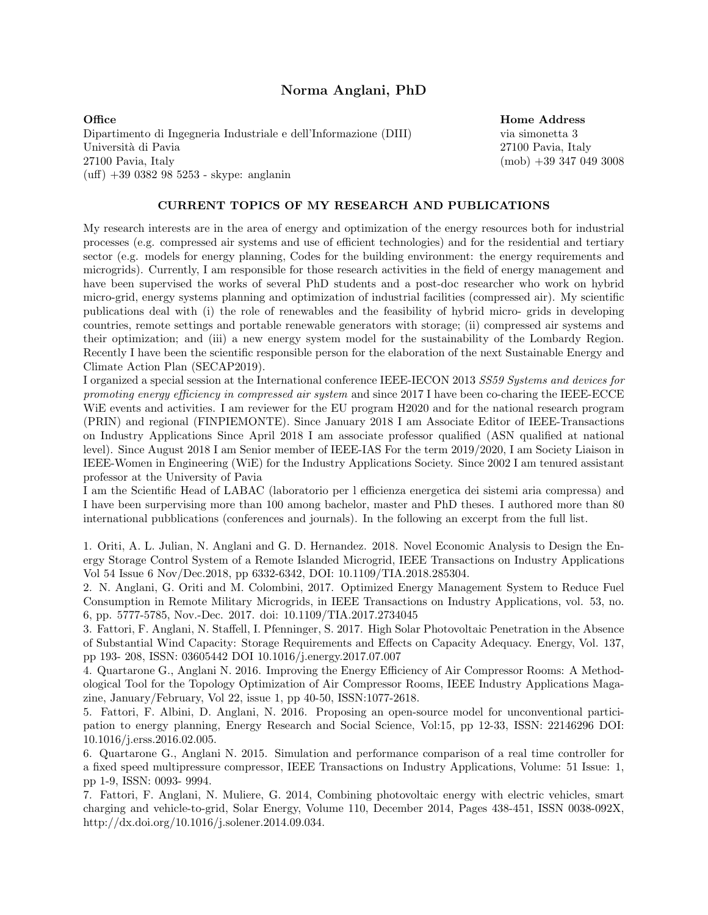# Norma Anglani, PhD

**Office**
Dipartimento di Ingegneria Industriale e dell'Informazione (DIII)
Università di Pavia
27100 Pavia, Italy
(uff) +39 0382 98 5253 - skype: anglanin

**Home Address**
via simonetta 3
27100 Pavia, Italy
(mob) +39 347 049 3008

## CURRENT TOPICS OF MY RESEARCH AND PUBLICATIONS

My research interests are in the area of energy and optimization of the energy resources both for industrial processes (e.g. compressed air systems and use of efficient technologies) and for the residential and tertiary sector (e.g. models for energy planning, Codes for the building environment: the energy requirements and microgrids). Currently, I am responsible for those research activities in the field of energy management and have been supervised the works of several PhD students and a post-doc researcher who work on hybrid micro-grid, energy systems planning and optimization of industrial facilities (compressed air). My scientific publications deal with (i) the role of renewables and the feasibility of hybrid micro- grids in developing countries, remote settings and portable renewable generators with storage; (ii) compressed air systems and their optimization; and (iii) a new energy system model for the sustainability of the Lombardy Region. Recently I have been the scientific responsible person for the elaboration of the next Sustainable Energy and Climate Action Plan (SECAP2019).

I organized a special session at the International conference IEEE-IECON 2013 *SS59 Systems and devices for promoting energy efficiency in compressed air system* and since 2017 I have been co-charing the IEEE-ECCE WiE events and activities. I am reviewer for the EU program H2020 and for the national research program (PRIN) and regional (FINPIEMONTE). Since January 2018 I am Associate Editor of IEEE-Transactions on Industry Applications Since April 2018 I am associate professor qualified (ASN qualified at national level). Since August 2018 I am Senior member of IEEE-IAS For the term 2019/2020, I am Society Liaison in IEEE-Women in Engineering (WiE) for the Industry Applications Society. Since 2002 I am tenured assistant professor at the University of Pavia

I am the Scientific Head of LABAC (laboratorio per l efficienza energetica dei sistemi aria compressa) and I have been surpervising more than 100 among bachelor, master and PhD theses. I authored more than 80 international pubblications (conferences and journals). In the following an excerpt from the full list.

1. Oriti, A. L. Julian, N. Anglani and G. D. Hernandez. 2018. Novel Economic Analysis to Design the Energy Storage Control System of a Remote Islanded Microgrid, IEEE Transactions on Industry Applications Vol 54 Issue 6 Nov/Dec.2018, pp 6332-6342, DOI: 10.1109/TIA.2018.285304.
2. N. Anglani, G. Oriti and M. Colombini, 2017. Optimized Energy Management System to Reduce Fuel Consumption in Remote Military Microgrids, in IEEE Transactions on Industry Applications, vol. 53, no. 6, pp. 5777-5785, Nov.-Dec. 2017. doi: 10.1109/TIA.2017.2734045
3. Fattori, F. Anglani, N. Staffell, I. Pfenninger, S. 2017. High Solar Photovoltaic Penetration in the Absence of Substantial Wind Capacity: Storage Requirements and Effects on Capacity Adequacy. Energy, Vol. 137, pp 193- 208, ISSN: 03605442 DOI 10.1016/j.energy.2017.07.007
4. Quartarone G., Anglani N. 2016. Improving the Energy Efficiency of Air Compressor Rooms: A Methodological Tool for the Topology Optimization of Air Compressor Rooms, IEEE Industry Applications Magazine, January/February, Vol 22, issue 1, pp 40-50, ISSN:1077-2618.
5. Fattori, F. Albini, D. Anglani, N. 2016. Proposing an open-source model for unconventional participation to energy planning, Energy Research and Social Science, Vol:15, pp 12-33, ISSN: 22146296 DOI: 10.1016/j.erss.2016.02.005.
6. Quartarone G., Anglani N. 2015. Simulation and performance comparison of a real time controller for a fixed speed multipressure compressor, IEEE Transactions on Industry Applications, Volume: 51 Issue: 1, pp 1-9, ISSN: 0093- 9994.
7. Fattori, F. Anglani, N. Muliere, G. 2014, Combining photovoltaic energy with electric vehicles, smart charging and vehicle-to-grid, Solar Energy, Volume 110, December 2014, Pages 438-451, ISSN 0038-092X, http://dx.doi.org/10.1016/j.solener.2014.09.034.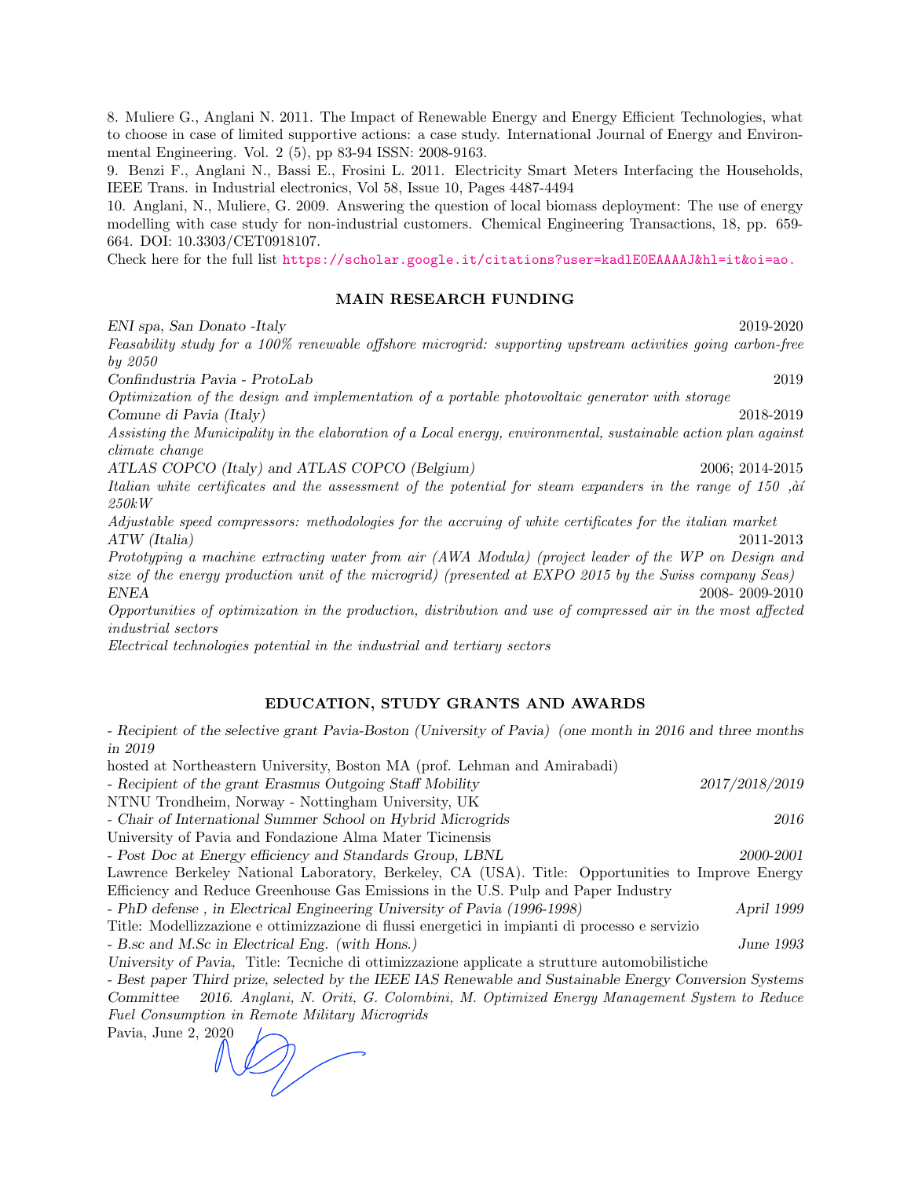8. Muliere G., Anglani N. 2011. The Impact of Renewable Energy and Energy Efficient Technologies, what to choose in case of limited supportive actions: a case study. International Journal of Energy and Environmental Engineering. Vol. 2 (5), pp 83-94 ISSN: 2008-9163.

9. Benzi F., Anglani N., Bassi E., Frosini L. 2011. Electricity Smart Meters Interfacing the Households, IEEE Trans. in Industrial electronics, Vol 58, Issue 10, Pages 4487-4494

10. Anglani, N., Muliere, G. 2009. Answering the question of local biomass deployment: The use of energy modelling with case study for non-industrial customers. Chemical Engineering Transactions, 18, pp. 659-664. DOI: 10.3303/CET0918107.

Check here for the full list https://scholar.google.it/citations?user=kadlE0EAAAAJ&hl=it&oi=ao.

## MAIN RESEARCH FUNDING

*ENI spa, San Donato -Italy* 2019-2020
*Feasability study for a 100% renewable offshore microgrid: supporting upstream activities going carbon-free by 2050*

*Confindustria Pavia - ProtoLab* 2019
*Optimization of the design and implementation of a portable photovoltaic generator with storage*

*Comune di Pavia (Italy)* 2018-2019
*Assisting the Municipality in the elaboration of a Local energy, environmental, sustainable action plan against climate change*

*ATLAS COPCO (Italy) and ATLAS COPCO (Belgium)* 2006; 2014-2015
*Italian white certificates and the assessment of the potential for steam expanders in the range of 150 ‚Äì 250kW*
*Adjustable speed compressors: methodologies for the accruing of white certificates for the italian market*

*ATW (Italia)* 2011-2013
*Prototyping a machine extracting water from air (AWA Modula) (project leader of the WP on Design and size of the energy production unit of the microgrid) (presented at EXPO 2015 by the Swiss company Seas)*

*ENEA* 2008- 2009-2010
*Opportunities of optimization in the production, distribution and use of compressed air in the most affected industrial sectors*
*Electrical technologies potential in the industrial and tertiary sectors*

## EDUCATION, STUDY GRANTS AND AWARDS

*- Recipient of the selective grant Pavia-Boston (University of Pavia) (one month in 2016 and three months in 2019*
hosted at Northeastern University, Boston MA (prof. Lehman and Amirabadi)

*- Recipient of the grant Erasmus Outgoing Staff Mobility* *2017/2018/2019*
NTNU Trondheim, Norway - Nottingham University, UK

*- Chair of International Summer School on Hybrid Microgrids* *2016*
University of Pavia and Fondazione Alma Mater Ticinensis

*- Post Doc at Energy efficiency and Standards Group, LBNL* *2000-2001*
Lawrence Berkeley National Laboratory, Berkeley, CA (USA). Title: Opportunities to Improve Energy Efficiency and Reduce Greenhouse Gas Emissions in the U.S. Pulp and Paper Industry

*- PhD defense , in Electrical Engineering University of Pavia (1996-1998)* *April 1999*
Title: Modellizzazione e ottimizzazione di flussi energetici in impianti di processo e servizio

*- B.sc and M.Sc in Electrical Eng. (with Hons.)* *June 1993*
*University of Pavia,* Title: Tecniche di ottimizzazione applicate a strutture automobilistiche

*- Best paper Third prize, selected by the IEEE IAS Renewable and Sustainable Energy Conversion Systems Committee 2016. Anglani, N. Oriti, G. Colombini, M. Optimized Energy Management System to Reduce Fuel Consumption in Remote Military Microgrids*

Pavia, June 2, 2020